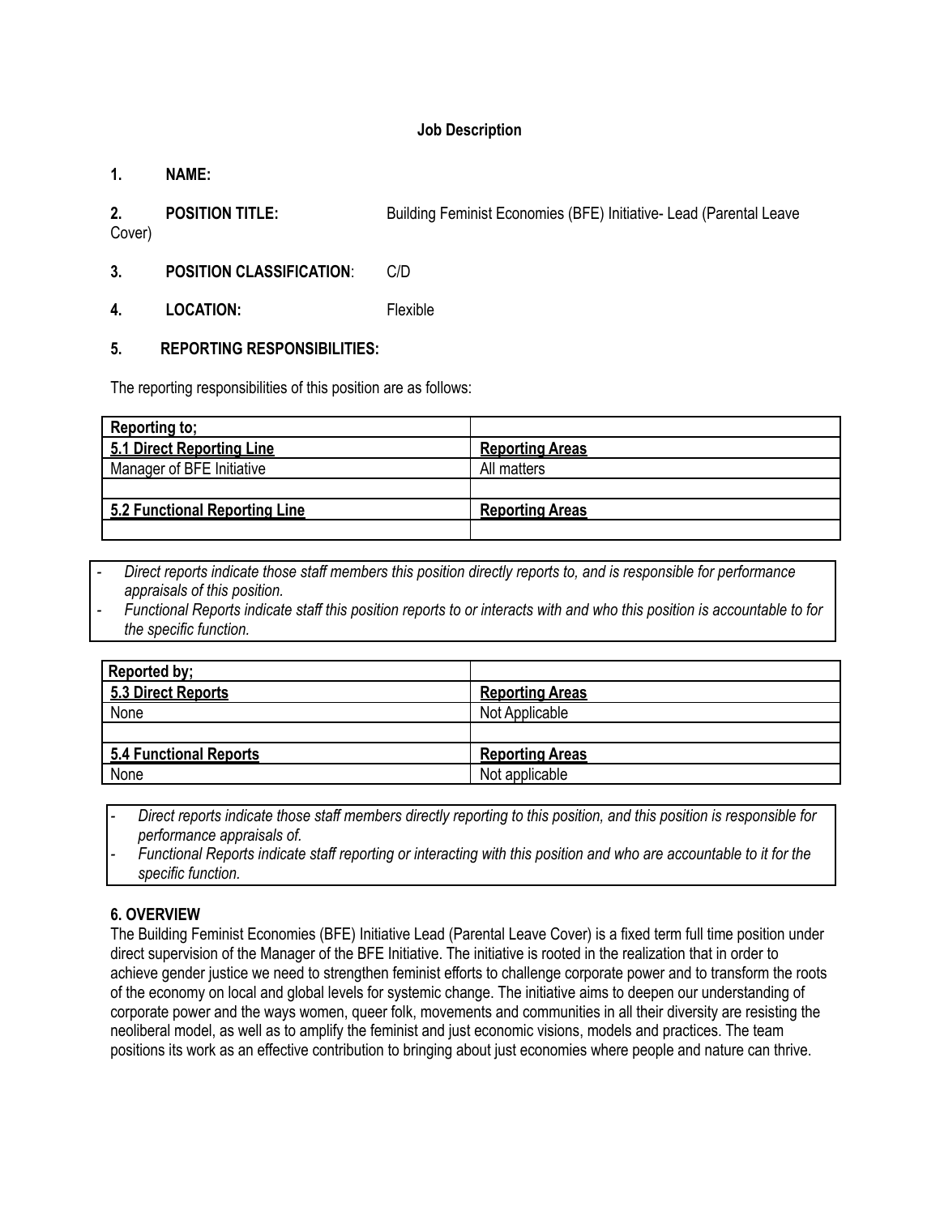**Job Description**

**1. NAME:**

**2. POSITION TITLE:** Building Feminist Economies (BFE) Initiative- Lead (Parental Leave Cover)

**3. POSITION CLASSIFICATION**: C/D

**4. LOCATION:** Flexible

**5. REPORTING RESPONSIBILITIES:**

The reporting responsibilities of this position are as follows:

| **Reporting to;** | |
|---|---|
| **5.1 Direct Reporting Line** | **Reporting Areas** |
| Manager of BFE Initiative | All matters |
| | |
| **5.2 Functional Reporting Line** | **Reporting Areas** |
| | |

- *Direct reports indicate those staff members this position directly reports to, and is responsible for performance appraisals of this position.*
- *Functional Reports indicate staff this position reports to or interacts with and who this position is accountable to for the specific function.*

| **Reported by;** | |
|---|---|
| **5.3 Direct Reports** | **Reporting Areas** |
| None | Not Applicable |
| | |
| **5.4 Functional Reports** | **Reporting Areas** |
| None | Not applicable |

- *Direct reports indicate those staff members directly reporting to this position, and this position is responsible for performance appraisals of.*
- *Functional Reports indicate staff reporting or interacting with this position and who are accountable to it for the specific function.*

**6. OVERVIEW**

The Building Feminist Economies (BFE) Initiative Lead (Parental Leave Cover) is a fixed term full time position under direct supervision of the Manager of the BFE Initiative. The initiative is rooted in the realization that in order to achieve gender justice we need to strengthen feminist efforts to challenge corporate power and to transform the roots of the economy on local and global levels for systemic change. The initiative aims to deepen our understanding of corporate power and the ways women, queer folk, movements and communities in all their diversity are resisting the neoliberal model, as well as to amplify the feminist and just economic visions, models and practices. The team positions its work as an effective contribution to bringing about just economies where people and nature can thrive.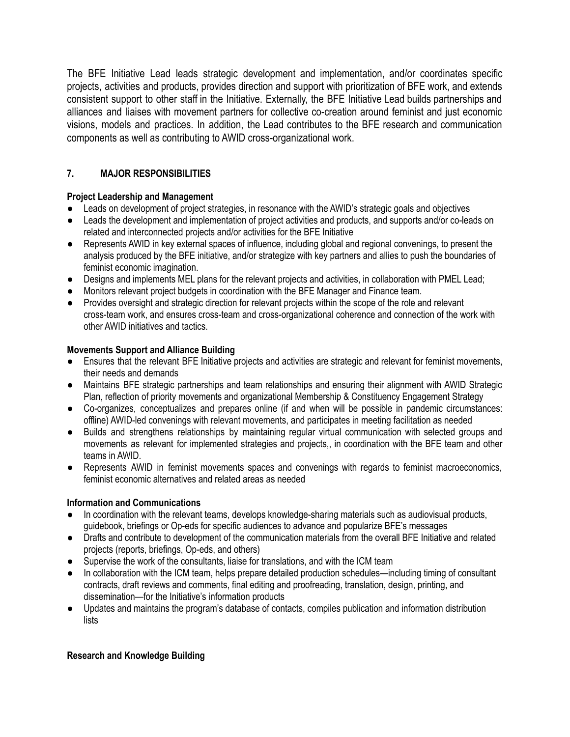The BFE Initiative Lead leads strategic development and implementation, and/or coordinates specific projects, activities and products, provides direction and support with prioritization of BFE work, and extends consistent support to other staff in the Initiative. Externally, the BFE Initiative Lead builds partnerships and alliances and liaises with movement partners for collective co-creation around feminist and just economic visions, models and practices. In addition, the Lead contributes to the BFE research and communication components as well as contributing to AWID cross-organizational work.

## 7. MAJOR RESPONSIBILITIES

**Project Leadership and Management**

- Leads on development of project strategies, in resonance with the AWID's strategic goals and objectives
- Leads the development and implementation of project activities and products, and supports and/or co-leads on related and interconnected projects and/or activities for the BFE Initiative
- Represents AWID in key external spaces of influence, including global and regional convenings, to present the analysis produced by the BFE initiative, and/or strategize with key partners and allies to push the boundaries of feminist economic imagination.
- Designs and implements MEL plans for the relevant projects and activities, in collaboration with PMEL Lead;
- Monitors relevant project budgets in coordination with the BFE Manager and Finance team.
- Provides oversight and strategic direction for relevant projects within the scope of the role and relevant cross-team work, and ensures cross-team and cross-organizational coherence and connection of the work with other AWID initiatives and tactics.

**Movements Support and Alliance Building**

- Ensures that the relevant BFE Initiative projects and activities are strategic and relevant for feminist movements, their needs and demands
- Maintains BFE strategic partnerships and team relationships and ensuring their alignment with AWID Strategic Plan, reflection of priority movements and organizational Membership & Constituency Engagement Strategy
- Co-organizes, conceptualizes and prepares online (if and when will be possible in pandemic circumstances: offline) AWID-led convenings with relevant movements, and participates in meeting facilitation as needed
- Builds and strengthens relationships by maintaining regular virtual communication with selected groups and movements as relevant for implemented strategies and projects,, in coordination with the BFE team and other teams in AWID.
- Represents AWID in feminist movements spaces and convenings with regards to feminist macroeconomics, feminist economic alternatives and related areas as needed

**Information and Communications**

- In coordination with the relevant teams, develops knowledge-sharing materials such as audiovisual products, guidebook, briefings or Op-eds for specific audiences to advance and popularize BFE's messages
- Drafts and contribute to development of the communication materials from the overall BFE Initiative and related projects (reports, briefings, Op-eds, and others)
- Supervise the work of the consultants, liaise for translations, and with the ICM team
- In collaboration with the ICM team, helps prepare detailed production schedules—including timing of consultant contracts, draft reviews and comments, final editing and proofreading, translation, design, printing, and dissemination—for the Initiative's information products
- Updates and maintains the program's database of contacts, compiles publication and information distribution lists

**Research and Knowledge Building**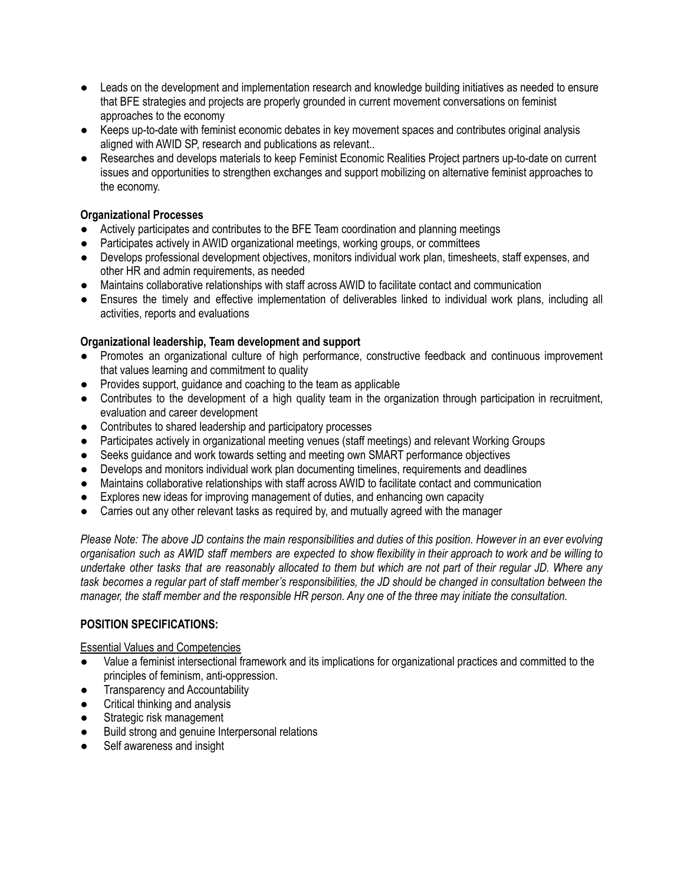- Leads on the development and implementation research and knowledge building initiatives as needed to ensure that BFE strategies and projects are properly grounded in current movement conversations on feminist approaches to the economy
- Keeps up-to-date with feminist economic debates in key movement spaces and contributes original analysis aligned with AWID SP, research and publications as relevant..
- Researches and develops materials to keep Feminist Economic Realities Project partners up-to-date on current issues and opportunities to strengthen exchanges and support mobilizing on alternative feminist approaches to the economy.

**Organizational Processes**

- Actively participates and contributes to the BFE Team coordination and planning meetings
- Participates actively in AWID organizational meetings, working groups, or committees
- Develops professional development objectives, monitors individual work plan, timesheets, staff expenses, and other HR and admin requirements, as needed
- Maintains collaborative relationships with staff across AWID to facilitate contact and communication
- Ensures the timely and effective implementation of deliverables linked to individual work plans, including all activities, reports and evaluations

**Organizational leadership, Team development and support**

- Promotes an organizational culture of high performance, constructive feedback and continuous improvement that values learning and commitment to quality
- Provides support, guidance and coaching to the team as applicable
- Contributes to the development of a high quality team in the organization through participation in recruitment, evaluation and career development
- Contributes to shared leadership and participatory processes
- Participates actively in organizational meeting venues (staff meetings) and relevant Working Groups
- Seeks guidance and work towards setting and meeting own SMART performance objectives
- Develops and monitors individual work plan documenting timelines, requirements and deadlines
- Maintains collaborative relationships with staff across AWID to facilitate contact and communication
- Explores new ideas for improving management of duties, and enhancing own capacity
- Carries out any other relevant tasks as required by, and mutually agreed with the manager

*Please Note: The above JD contains the main responsibilities and duties of this position. However in an ever evolving organisation such as AWID staff members are expected to show flexibility in their approach to work and be willing to undertake other tasks that are reasonably allocated to them but which are not part of their regular JD. Where any task becomes a regular part of staff member's responsibilities, the JD should be changed in consultation between the manager, the staff member and the responsible HR person. Any one of the three may initiate the consultation.*

**POSITION SPECIFICATIONS:**

<u>Essential Values and Competencies</u>

- Value a feminist intersectional framework and its implications for organizational practices and committed to the principles of feminism, anti-oppression.
- Transparency and Accountability
- Critical thinking and analysis
- Strategic risk management
- Build strong and genuine Interpersonal relations
- Self awareness and insight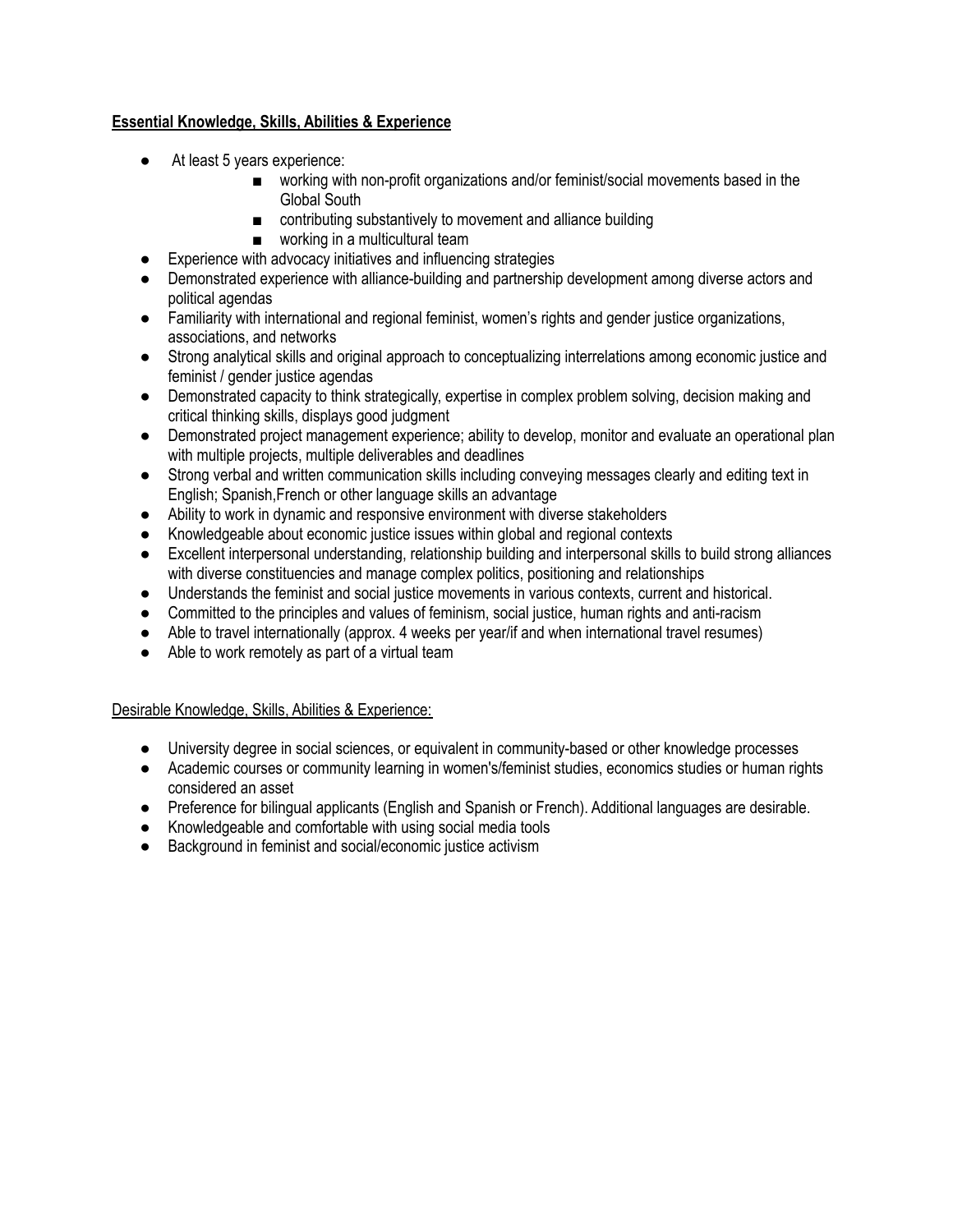**Essential Knowledge, Skills, Abilities & Experience**

- At least 5 years experience:
    - working with non-profit organizations and/or feminist/social movements based in the Global South
    - contributing substantively to movement and alliance building
    - working in a multicultural team
- Experience with advocacy initiatives and influencing strategies
- Demonstrated experience with alliance-building and partnership development among diverse actors and political agendas
- Familiarity with international and regional feminist, women's rights and gender justice organizations, associations, and networks
- Strong analytical skills and original approach to conceptualizing interrelations among economic justice and feminist / gender justice agendas
- Demonstrated capacity to think strategically, expertise in complex problem solving, decision making and critical thinking skills, displays good judgment
- Demonstrated project management experience; ability to develop, monitor and evaluate an operational plan with multiple projects, multiple deliverables and deadlines
- Strong verbal and written communication skills including conveying messages clearly and editing text in English; Spanish,French or other language skills an advantage
- Ability to work in dynamic and responsive environment with diverse stakeholders
- Knowledgeable about economic justice issues within global and regional contexts
- Excellent interpersonal understanding, relationship building and interpersonal skills to build strong alliances with diverse constituencies and manage complex politics, positioning and relationships
- Understands the feminist and social justice movements in various contexts, current and historical.
- Committed to the principles and values of feminism, social justice, human rights and anti-racism
- Able to travel internationally (approx. 4 weeks per year/if and when international travel resumes)
- Able to work remotely as part of a virtual team

Desirable Knowledge, Skills, Abilities & Experience:

- University degree in social sciences, or equivalent in community-based or other knowledge processes
- Academic courses or community learning in women's/feminist studies, economics studies or human rights considered an asset
- Preference for bilingual applicants (English and Spanish or French). Additional languages are desirable.
- Knowledgeable and comfortable with using social media tools
- Background in feminist and social/economic justice activism